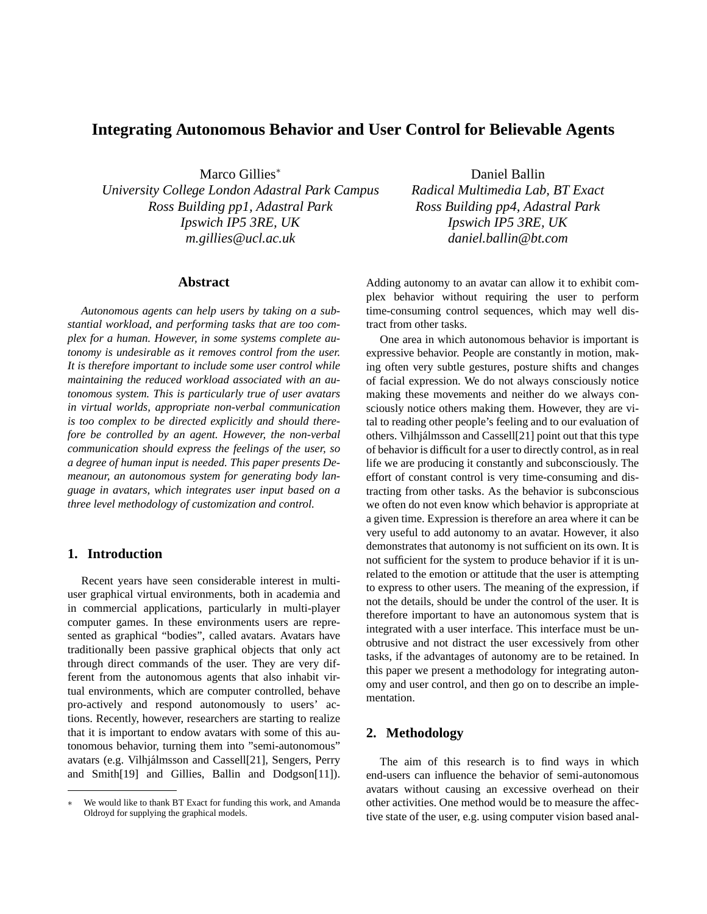# Integrating Autonomous Behavior and User Control for Believable Agents

Marco Gillies*
*University College London Adastral Park Campus*
*Ross Building pp1, Adastral Park*
*Ipswich IP5 3RE, UK*
*m.gillies@ucl.ac.uk*

Daniel Ballin
*Radical Multimedia Lab, BT Exact*
*Ross Building pp4, Adastral Park*
*Ipswich IP5 3RE, UK*
*daniel.ballin@bt.com*

## Abstract

*Autonomous agents can help users by taking on a substantial workload, and performing tasks that are too complex for a human. However, in some systems complete autonomy is undesirable as it removes control from the user. It is therefore important to include some user control while maintaining the reduced workload associated with an autonomous system. This is particularly true of user avatars in virtual worlds, appropriate non-verbal communication is too complex to be directed explicitly and should therefore be controlled by an agent. However, the non-verbal communication should express the feelings of the user, so a degree of human input is needed. This paper presents Demeanour, an autonomous system for generating body language in avatars, which integrates user input based on a three level methodology of customization and control.*

## 1. Introduction

Recent years have seen considerable interest in multi-user graphical virtual environments, both in academia and in commercial applications, particularly in multi-player computer games. In these environments users are represented as graphical "bodies", called avatars. Avatars have traditionally been passive graphical objects that only act through direct commands of the user. They are very different from the autonomous agents that also inhabit virtual environments, which are computer controlled, behave pro-actively and respond autonomously to users' actions. Recently, however, researchers are starting to realize that it is important to endow avatars with some of this autonomous behavior, turning them into "semi-autonomous" avatars (e.g. Vilhjálmsson and Cassell[21], Sengers, Perry and Smith[19] and Gillies, Ballin and Dodgson[11]). Adding autonomy to an avatar can allow it to exhibit complex behavior without requiring the user to perform time-consuming control sequences, which may well distract from other tasks.

One area in which autonomous behavior is important is expressive behavior. People are constantly in motion, making often very subtle gestures, posture shifts and changes of facial expression. We do not always consciously notice making these movements and neither do we always consciously notice others making them. However, they are vital to reading other people's feeling and to our evaluation of others. Vilhjálmsson and Cassell[21] point out that this type of behavior is difficult for a user to directly control, as in real life we are producing it constantly and subconsciously. The effort of constant control is very time-consuming and distracting from other tasks. As the behavior is subconscious we often do not even know which behavior is appropriate at a given time. Expression is therefore an area where it can be very useful to add autonomy to an avatar. However, it also demonstrates that autonomy is not sufficient on its own. It is not sufficient for the system to produce behavior if it is unrelated to the emotion or attitude that the user is attempting to express to other users. The meaning of the expression, if not the details, should be under the control of the user. It is therefore important to have an autonomous system that is integrated with a user interface. This interface must be unobtrusive and not distract the user excessively from other tasks, if the advantages of autonomy are to be retained. In this paper we present a methodology for integrating autonomy and user control, and then go on to describe an implementation.

## 2. Methodology

The aim of this research is to find ways in which end-users can influence the behavior of semi-autonomous avatars without causing an excessive overhead on their other activities. One method would be to measure the affective state of the user, e.g. using computer vision based anal-

---

* We would like to thank BT Exact for funding this work, and Amanda Oldroyd for supplying the graphical models.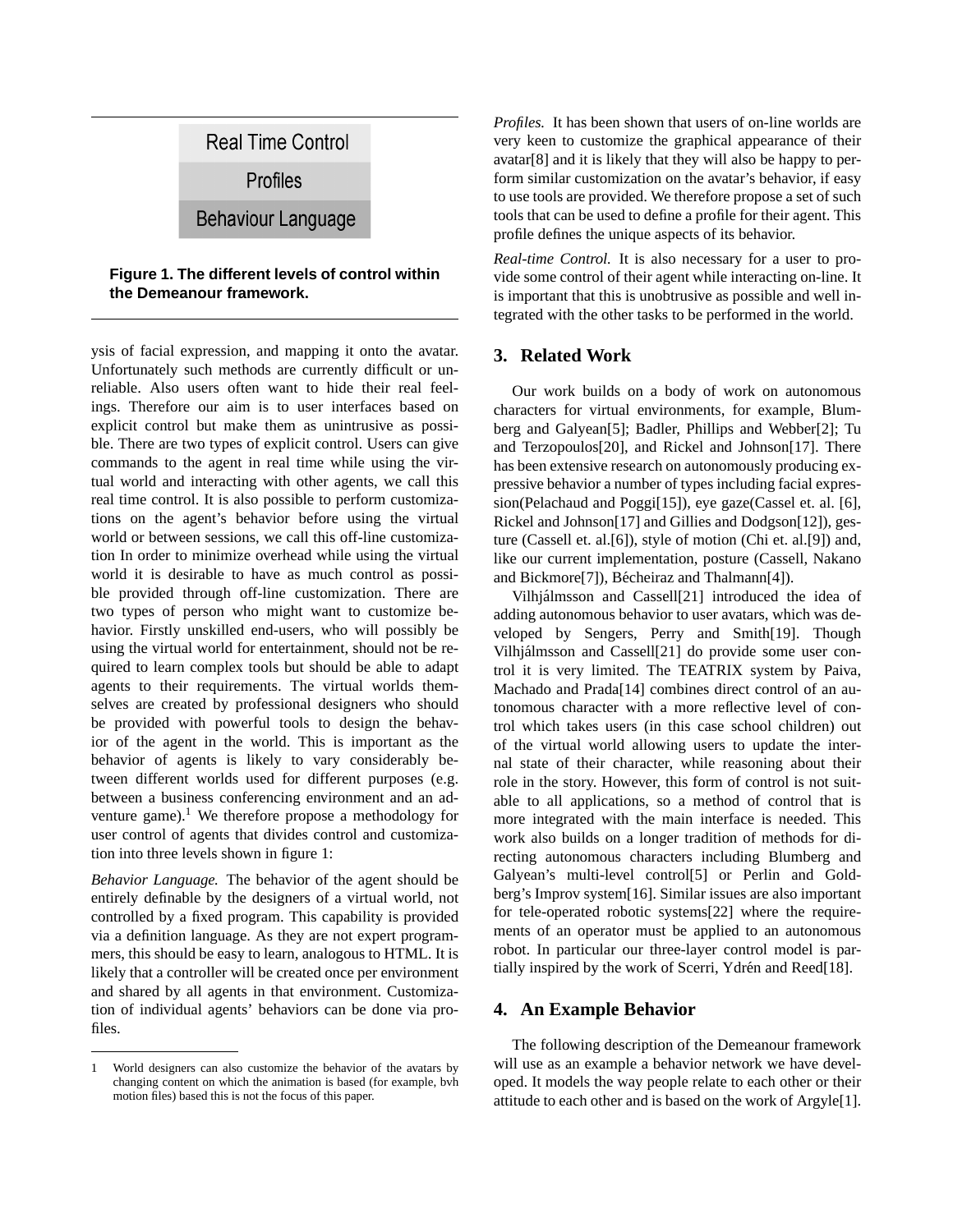Real Time Control

Profiles

Behaviour Language

**Figure 1. The different levels of control within the Demeanour framework.**

ysis of facial expression, and mapping it onto the avatar. Unfortunately such methods are currently difficult or unreliable. Also users often want to hide their real feelings. Therefore our aim is to user interfaces based on explicit control but make them as unintrusive as possible. There are two types of explicit control. Users can give commands to the agent in real time while using the virtual world and interacting with other agents, we call this real time control. It is also possible to perform customizations on the agent's behavior before using the virtual world or between sessions, we call this off-line customization In order to minimize overhead while using the virtual world it is desirable to have as much control as possible provided through off-line customization. There are two types of person who might want to customize behavior. Firstly unskilled end-users, who will possibly be using the virtual world for entertainment, should not be required to learn complex tools but should be able to adapt agents to their requirements. The virtual worlds themselves are created by professional designers who should be provided with powerful tools to design the behavior of the agent in the world. This is important as the behavior of agents is likely to vary considerably between different worlds used for different purposes (e.g. between a business conferencing environment and an adventure game).[1] We therefore propose a methodology for user control of agents that divides control and customization into three levels shown in figure 1:

*Behavior Language.* The behavior of the agent should be entirely definable by the designers of a virtual world, not controlled by a fixed program. This capability is provided via a definition language. As they are not expert programmers, this should be easy to learn, analogous to HTML. It is likely that a controller will be created once per environment and shared by all agents in that environment. Customization of individual agents' behaviors can be done via profiles.

*Profiles.* It has been shown that users of on-line worlds are very keen to customize the graphical appearance of their avatar[8] and it is likely that they will also be happy to perform similar customization on the avatar's behavior, if easy to use tools are provided. We therefore propose a set of such tools that can be used to define a profile for their agent. This profile defines the unique aspects of its behavior.

*Real-time Control.* It is also necessary for a user to provide some control of their agent while interacting on-line. It is important that this is unobtrusive as possible and well integrated with the other tasks to be performed in the world.

## 3. Related Work

Our work builds on a body of work on autonomous characters for virtual environments, for example, Blumberg and Galyean[5]; Badler, Phillips and Webber[2]; Tu and Terzopoulos[20], and Rickel and Johnson[17]. There has been extensive research on autonomously producing expressive behavior a number of types including facial expression(Pelachaud and Poggi[15]), eye gaze(Cassel et. al. [6], Rickel and Johnson[17] and Gillies and Dodgson[12]), gesture (Cassell et. al.[6]), style of motion (Chi et. al.[9]) and, like our current implementation, posture (Cassell, Nakano and Bickmore[7]), Bécheiraz and Thalmann[4]).

Vilhjálmsson and Cassell[21] introduced the idea of adding autonomous behavior to user avatars, which was developed by Sengers, Perry and Smith[19]. Though Vilhjálmsson and Cassell[21] do provide some user control it is very limited. The TEATRIX system by Paiva, Machado and Prada[14] combines direct control of an autonomous character with a more reflective level of control which takes users (in this case school children) out of the virtual world allowing users to update the internal state of their character, while reasoning about their role in the story. However, this form of control is not suitable to all applications, so a method of control that is more integrated with the main interface is needed. This work also builds on a longer tradition of methods for directing autonomous characters including Blumberg and Galyean's multi-level control[5] or Perlin and Goldberg's Improv system[16]. Similar issues are also important for tele-operated robotic systems[22] where the requirements of an operator must be applied to an autonomous robot. In particular our three-layer control model is partially inspired by the work of Scerri, Ydrén and Reed[18].

## 4. An Example Behavior

The following description of the Demeanour framework will use as an example a behavior network we have developed. It models the way people relate to each other or their attitude to each other and is based on the work of Argyle[1].

1 World designers can also customize the behavior of the avatars by changing content on which the animation is based (for example, bvh motion files) based this is not the focus of this paper.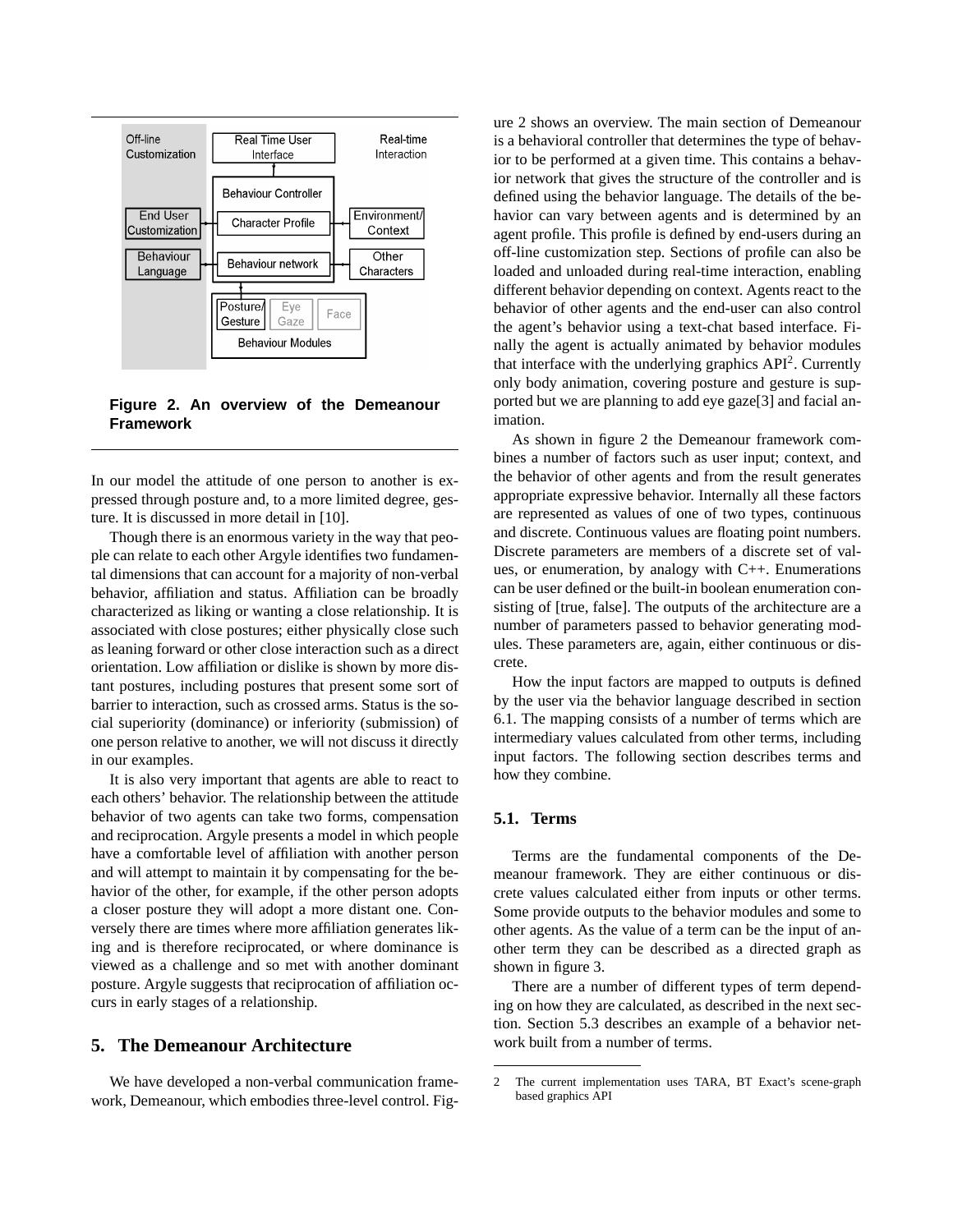Figure 2. An overview of the Demeanour Framework

In our model the attitude of one person to another is expressed through posture and, to a more limited degree, gesture. It is discussed in more detail in [10].

Though there is an enormous variety in the way that people can relate to each other Argyle identifies two fundamental dimensions that can account for a majority of non-verbal behavior, affiliation and status. Affiliation can be broadly characterized as liking or wanting a close relationship. It is associated with close postures; either physically close such as leaning forward or other close interaction such as a direct orientation. Low affiliation or dislike is shown by more distant postures, including postures that present some sort of barrier to interaction, such as crossed arms. Status is the social superiority (dominance) or inferiority (submission) of one person relative to another, we will not discuss it directly in our examples.

It is also very important that agents are able to react to each others' behavior. The relationship between the attitude behavior of two agents can take two forms, compensation and reciprocation. Argyle presents a model in which people have a comfortable level of affiliation with another person and will attempt to maintain it by compensating for the behavior of the other, for example, if the other person adopts a closer posture they will adopt a more distant one. Conversely there are times where more affiliation generates liking and is therefore reciprocated, or where dominance is viewed as a challenge and so met with another dominant posture. Argyle suggests that reciprocation of affiliation occurs in early stages of a relationship.

## 5. The Demeanour Architecture

We have developed a non-verbal communication framework, Demeanour, which embodies three-level control. Figure 2 shows an overview. The main section of Demeanour is a behavioral controller that determines the type of behavior to be performed at a given time. This contains a behavior network that gives the structure of the controller and is defined using the behavior language. The details of the behavior can vary between agents and is determined by an agent profile. This profile is defined by end-users during an off-line customization step. Sections of profile can also be loaded and unloaded during real-time interaction, enabling different behavior depending on context. Agents react to the behavior of other agents and the end-user can also control the agent's behavior using a text-chat based interface. Finally the agent is actually animated by behavior modules that interface with the underlying graphics API[2]. Currently only body animation, covering posture and gesture is supported but we are planning to add eye gaze[3] and facial animation.

As shown in figure 2 the Demeanour framework combines a number of factors such as user input; context, and the behavior of other agents and from the result generates appropriate expressive behavior. Internally all these factors are represented as values of one of two types, continuous and discrete. Continuous values are floating point numbers. Discrete parameters are members of a discrete set of values, or enumeration, by analogy with C++. Enumerations can be user defined or the built-in boolean enumeration consisting of [true, false]. The outputs of the architecture are a number of parameters passed to behavior generating modules. These parameters are, again, either continuous or discrete.

How the input factors are mapped to outputs is defined by the user via the behavior language described in section 6.1. The mapping consists of a number of terms which are intermediary values calculated from other terms, including input factors. The following section describes terms and how they combine.

### 5.1. Terms

Terms are the fundamental components of the Demeanour framework. They are either continuous or discrete values calculated either from inputs or other terms. Some provide outputs to the behavior modules and some to other agents. As the value of a term can be the input of another term they can be described as a directed graph as shown in figure 3.

There are a number of different types of term depending on how they are calculated, as described in the next section. Section 5.3 describes an example of a behavior network built from a number of terms.

---

2 The current implementation uses TARA, BT Exact's scene-graph based graphics API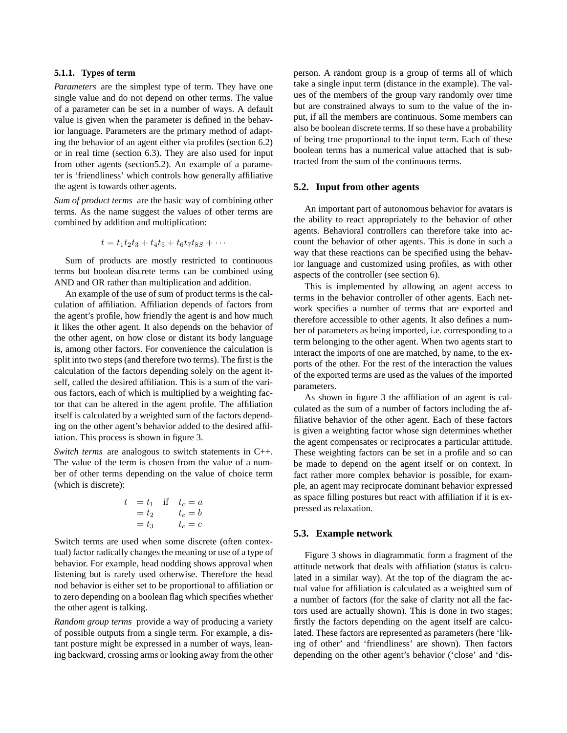#### 5.1.1. Types of term

*Parameters* are the simplest type of term. They have one single value and do not depend on other terms. The value of a parameter can be set in a number of ways. A default value is given when the parameter is defined in the behavior language. Parameters are the primary method of adapting the behavior of an agent either via profiles (section 6.2) or in real time (section 6.3). They are also used for input from other agents (section5.2). An example of a parameter is 'friendliness' which controls how generally affiliative the agent is towards other agents.

*Sum of product terms* are the basic way of combining other terms. As the name suggest the values of other terms are combined by addition and multiplication:

$$t = t_1 t_2 t_3 + t_4 t_5 + t_6 t_7 t_{8S} + \cdots$$

Sum of products are mostly restricted to continuous terms but boolean discrete terms can be combined using AND and OR rather than multiplication and addition.

An example of the use of sum of product terms is the calculation of affiliation. Affiliation depends of factors from the agent's profile, how friendly the agent is and how much it likes the other agent. It also depends on the behavior of the other agent, on how close or distant its body language is, among other factors. For convenience the calculation is split into two steps (and therefore two terms). The first is the calculation of the factors depending solely on the agent itself, called the desired affiliation. This is a sum of the various factors, each of which is multiplied by a weighting factor that can be altered in the agent profile. The affiliation itself is calculated by a weighted sum of the factors depending on the other agent's behavior added to the desired affiliation. This process is shown in figure 3.

*Switch terms* are analogous to switch statements in C++. The value of the term is chosen from the value of a number of other terms depending on the value of choice term (which is discrete):

$$\begin{aligned} t \;\; &= t_1 \quad \text{if} \quad t_c = a \\ &= t_2 \qquad\;\; t_c = b \\ &= t_3 \qquad\;\; t_c = c \end{aligned}$$

Switch terms are used when some discrete (often contextual) factor radically changes the meaning or use of a type of behavior. For example, head nodding shows approval when listening but is rarely used otherwise. Therefore the head nod behavior is either set to be proportional to affiliation or to zero depending on a boolean flag which specifies whether the other agent is talking.

*Random group terms* provide a way of producing a variety of possible outputs from a single term. For example, a distant posture might be expressed in a number of ways, leaning backward, crossing arms or looking away from the other person. A random group is a group of terms all of which take a single input term (distance in the example). The values of the members of the group vary randomly over time but are constrained always to sum to the value of the input, if all the members are continuous. Some members can also be boolean discrete terms. If so these have a probability of being true proportional to the input term. Each of these boolean terms has a numerical value attached that is subtracted from the sum of the continuous terms.

### 5.2. Input from other agents

An important part of autonomous behavior for avatars is the ability to react appropriately to the behavior of other agents. Behavioral controllers can therefore take into account the behavior of other agents. This is done in such a way that these reactions can be specified using the behavior language and customized using profiles, as with other aspects of the controller (see section 6).

This is implemented by allowing an agent access to terms in the behavior controller of other agents. Each network specifies a number of terms that are exported and therefore accessible to other agents. It also defines a number of parameters as being imported, i.e. corresponding to a term belonging to the other agent. When two agents start to interact the imports of one are matched, by name, to the exports of the other. For the rest of the interaction the values of the exported terms are used as the values of the imported parameters.

As shown in figure 3 the affiliation of an agent is calculated as the sum of a number of factors including the affiliative behavior of the other agent. Each of these factors is given a weighting factor whose sign determines whether the agent compensates or reciprocates a particular attitude. These weighting factors can be set in a profile and so can be made to depend on the agent itself or on context. In fact rather more complex behavior is possible, for example, an agent may reciprocate dominant behavior expressed as space filling postures but react with affiliation if it is expressed as relaxation.

### 5.3. Example network

Figure 3 shows in diagrammatic form a fragment of the attitude network that deals with affiliation (status is calculated in a similar way). At the top of the diagram the actual value for affiliation is calculated as a weighted sum of a number of factors (for the sake of clarity not all the factors used are actually shown). This is done in two stages; firstly the factors depending on the agent itself are calculated. These factors are represented as parameters (here 'liking of other' and 'friendliness' are shown). Then factors depending on the other agent's behavior ('close' and 'dis-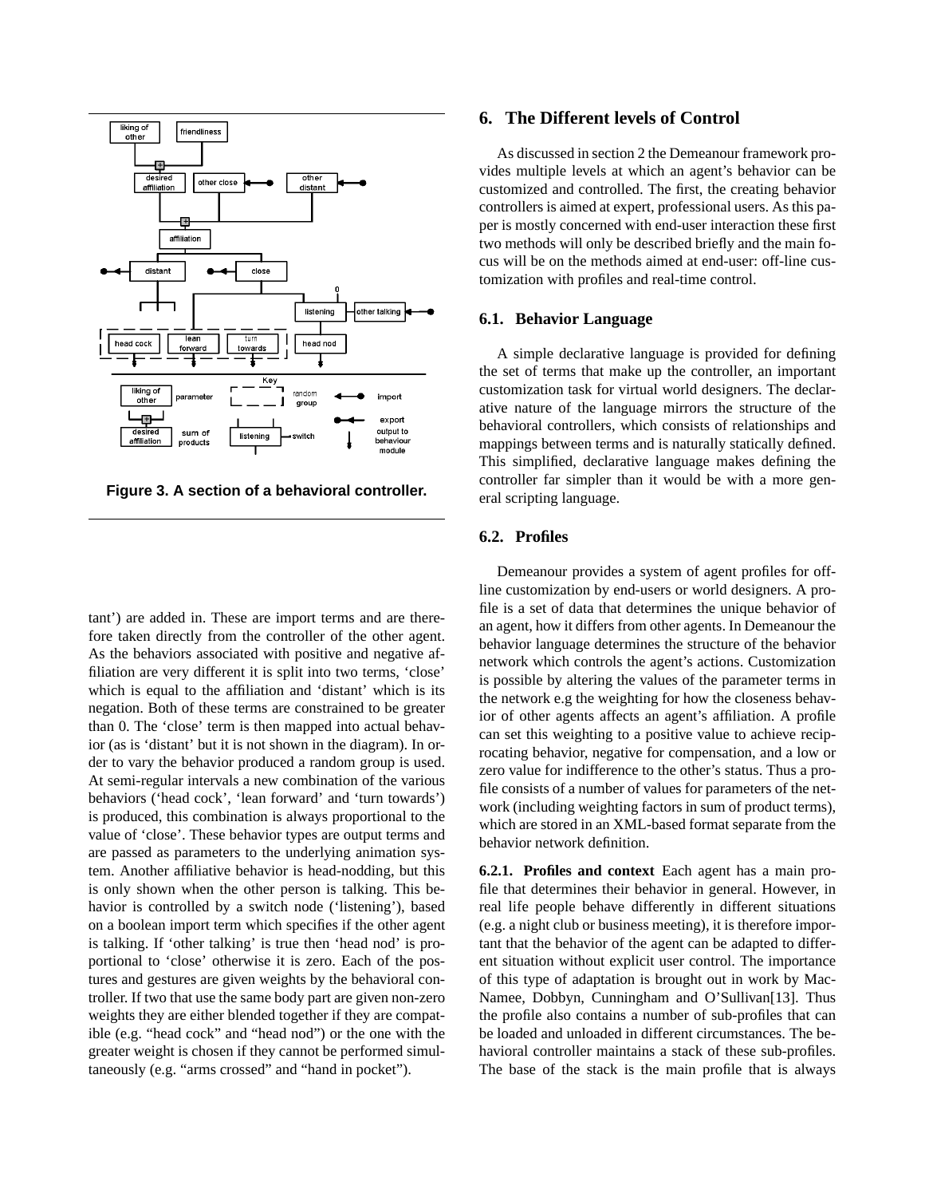Figure 3. A section of a behavioral controller.

tant') are added in. These are import terms and are therefore taken directly from the controller of the other agent. As the behaviors associated with positive and negative affiliation are very different it is split into two terms, 'close' which is equal to the affiliation and 'distant' which is its negation. Both of these terms are constrained to be greater than 0. The 'close' term is then mapped into actual behavior (as is 'distant' but it is not shown in the diagram). In order to vary the behavior produced a random group is used. At semi-regular intervals a new combination of the various behaviors ('head cock', 'lean forward' and 'turn towards') is produced, this combination is always proportional to the value of 'close'. These behavior types are output terms and are passed as parameters to the underlying animation system. Another affiliative behavior is head-nodding, but this is only shown when the other person is talking. This behavior is controlled by a switch node ('listening'), based on a boolean import term which specifies if the other agent is talking. If 'other talking' is true then 'head nod' is proportional to 'close' otherwise it is zero. Each of the postures and gestures are given weights by the behavioral controller. If two that use the same body part are given non-zero weights they are either blended together if they are compatible (e.g. "head cock" and "head nod") or the one with the greater weight is chosen if they cannot be performed simultaneously (e.g. "arms crossed" and "hand in pocket").

## 6. The Different levels of Control

As discussed in section 2 the Demeanour framework provides multiple levels at which an agent's behavior can be customized and controlled. The first, the creating behavior controllers is aimed at expert, professional users. As this paper is mostly concerned with end-user interaction these first two methods will only be described briefly and the main focus will be on the methods aimed at end-user: off-line customization with profiles and real-time control.

### 6.1. Behavior Language

A simple declarative language is provided for defining the set of terms that make up the controller, an important customization task for virtual world designers. The declarative nature of the language mirrors the structure of the behavioral controllers, which consists of relationships and mappings between terms and is naturally statically defined. This simplified, declarative language makes defining the controller far simpler than it would be with a more general scripting language.

### 6.2. Profiles

Demeanour provides a system of agent profiles for offline customization by end-users or world designers. A profile is a set of data that determines the unique behavior of an agent, how it differs from other agents. In Demeanour the behavior language determines the structure of the behavior network which controls the agent's actions. Customization is possible by altering the values of the parameter terms in the network e.g the weighting for how the closeness behavior of other agents affects an agent's affiliation. A profile can set this weighting to a positive value to achieve reciprocating behavior, negative for compensation, and a low or zero value for indifference to the other's status. Thus a profile consists of a number of values for parameters of the network (including weighting factors in sum of product terms), which are stored in an XML-based format separate from the behavior network definition.

**6.2.1. Profiles and context** Each agent has a main profile that determines their behavior in general. However, in real life people behave differently in different situations (e.g. a night club or business meeting), it is therefore important that the behavior of the agent can be adapted to different situation without explicit user control. The importance of this type of adaptation is brought out in work by MacNamee, Dobbyn, Cunningham and O'Sullivan[13]. Thus the profile also contains a number of sub-profiles that can be loaded and unloaded in different circumstances. The behavioral controller maintains a stack of these sub-profiles. The base of the stack is the main profile that is always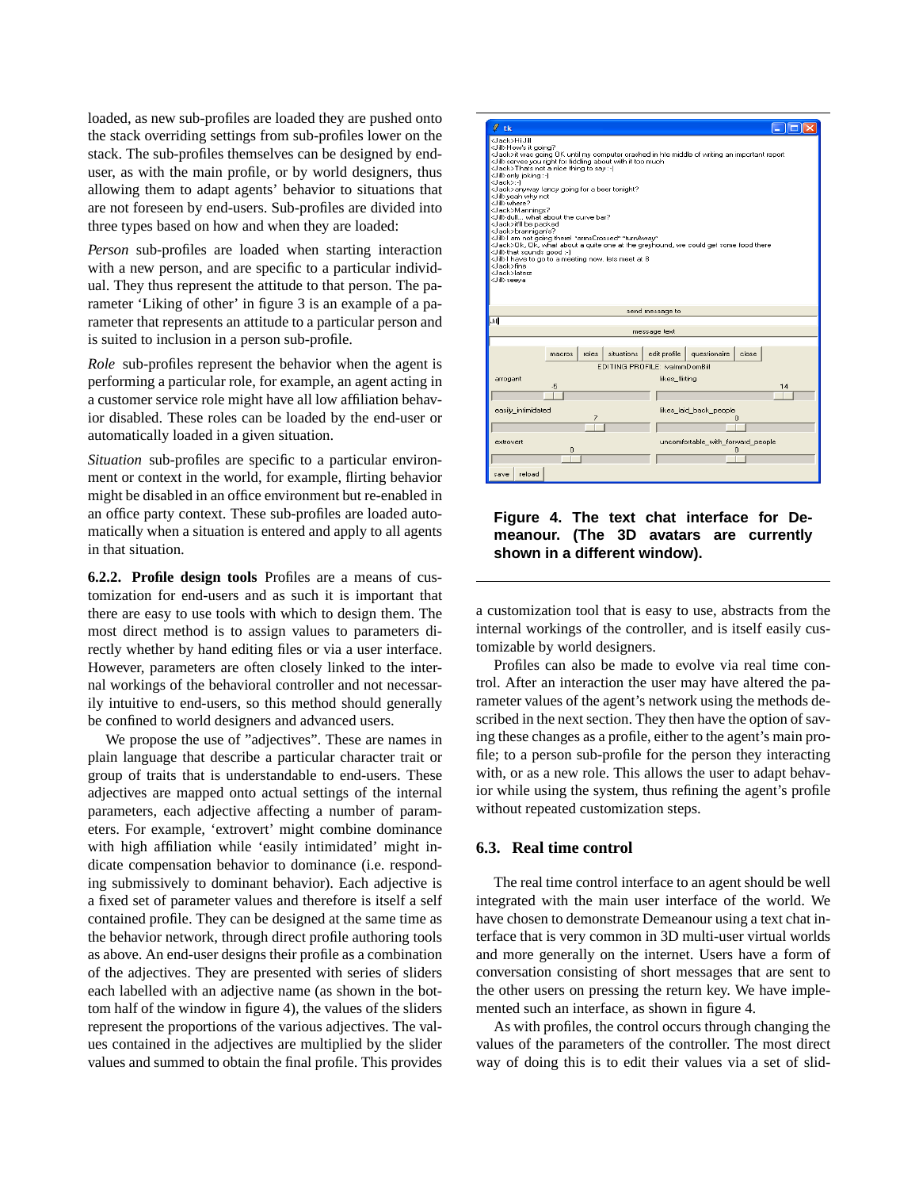loaded, as new sub-profiles are loaded they are pushed onto the stack overriding settings from sub-profiles lower on the stack. The sub-profiles themselves can be designed by end-user, as with the main profile, or by world designers, thus allowing them to adapt agents' behavior to situations that are not foreseen by end-users. Sub-profiles are divided into three types based on how and when they are loaded:

*Person* sub-profiles are loaded when starting interaction with a new person, and are specific to a particular individual. They thus represent the attitude to that person. The parameter 'Liking of other' in figure 3 is an example of a parameter that represents an attitude to a particular person and is suited to inclusion in a person sub-profile.

*Role* sub-profiles represent the behavior when the agent is performing a particular role, for example, an agent acting in a customer service role might have all low affiliation behavior disabled. These roles can be loaded by the end-user or automatically loaded in a given situation.

*Situation* sub-profiles are specific to a particular environment or context in the world, for example, flirting behavior might be disabled in an office environment but re-enabled in an office party context. These sub-profiles are loaded automatically when a situation is entered and apply to all agents in that situation.

**6.2.2. Profile design tools** Profiles are a means of customization for end-users and as such it is important that there are easy to use tools with which to design them. The most direct method is to assign values to parameters directly whether by hand editing files or via a user interface. However, parameters are often closely linked to the internal workings of the behavioral controller and not necessarily intuitive to end-users, so this method should generally be confined to world designers and advanced users.

We propose the use of "adjectives". These are names in plain language that describe a particular character trait or group of traits that is understandable to end-users. These adjectives are mapped onto actual settings of the internal parameters, each adjective affecting a number of parameters. For example, 'extrovert' might combine dominance with high affiliation while 'easily intimidated' might indicate compensation behavior to dominance (i.e. responding submissively to dominant behavior). Each adjective is a fixed set of parameter values and therefore is itself a self contained profile. They can be designed at the same time as the behavior network, through direct profile authoring tools as above. An end-user designs their profile as a combination of the adjectives. They are presented with series of sliders each labelled with an adjective name (as shown in the bottom half of the window in figure 4), the values of the sliders represent the proportions of the various adjectives. The values contained in the adjectives are multiplied by the slider values and summed to obtain the final profile. This provides a customization tool that is easy to use, abstracts from the internal workings of the controller, and is itself easily customizable by world designers.

**Figure 4. The text chat interface for Demeanour. (The 3D avatars are currently shown in a different window).**

Profiles can also be made to evolve via real time control. After an interaction the user may have altered the parameter values of the agent's network using the methods described in the next section. They then have the option of saving these changes as a profile, either to the agent's main profile; to a person sub-profile for the person they interacting with, or as a new role. This allows the user to adapt behavior while using the system, thus refining the agent's profile without repeated customization steps.

### 6.3. Real time control

The real time control interface to an agent should be well integrated with the main user interface of the world. We have chosen to demonstrate Demeanour using a text chat interface that is very common in 3D multi-user virtual worlds and more generally on the internet. Users have a form of conversation consisting of short messages that are sent to the other users on pressing the return key. We have implemented such an interface, as shown in figure 4.

As with profiles, the control occurs through changing the values of the parameters of the controller. The most direct way of doing this is to edit their values via a set of slid-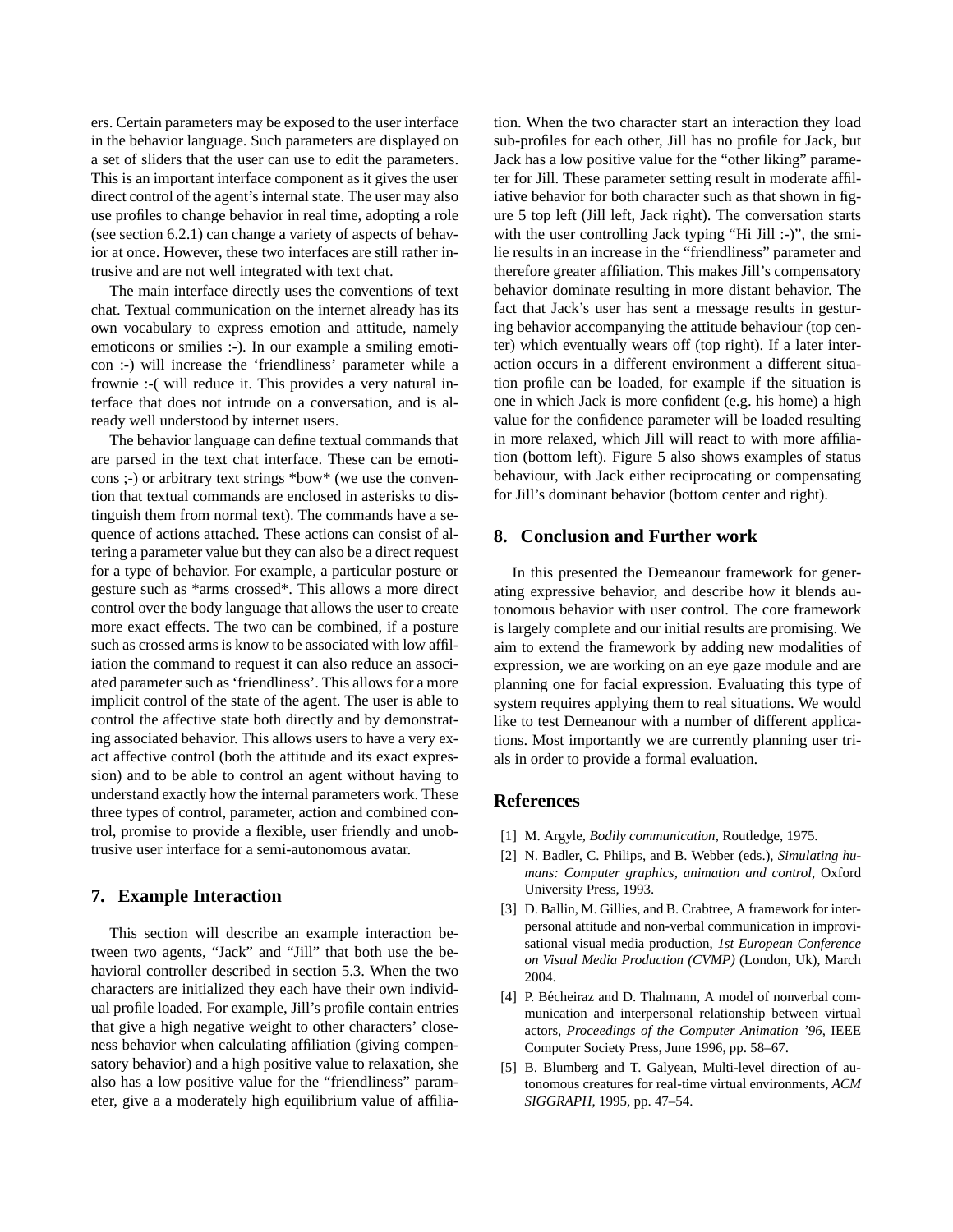ers. Certain parameters may be exposed to the user interface in the behavior language. Such parameters are displayed on a set of sliders that the user can use to edit the parameters. This is an important interface component as it gives the user direct control of the agent's internal state. The user may also use profiles to change behavior in real time, adopting a role (see section 6.2.1) can change a variety of aspects of behavior at once. However, these two interfaces are still rather intrusive and are not well integrated with text chat.

The main interface directly uses the conventions of text chat. Textual communication on the internet already has its own vocabulary to express emotion and attitude, namely emoticons or smilies :-). In our example a smiling emoticon :-) will increase the 'friendliness' parameter while a frownie :-( will reduce it. This provides a very natural interface that does not intrude on a conversation, and is already well understood by internet users.

The behavior language can define textual commands that are parsed in the text chat interface. These can be emoticons ;-) or arbitrary text strings *bow* (we use the convention that textual commands are enclosed in asterisks to distinguish them from normal text). The commands have a sequence of actions attached. These actions can consist of altering a parameter value but they can also be a direct request for a type of behavior. For example, a particular posture or gesture such as *arms crossed*. This allows a more direct control over the body language that allows the user to create more exact effects. The two can be combined, if a posture such as crossed arms is know to be associated with low affiliation the command to request it can also reduce an associated parameter such as 'friendliness'. This allows for a more implicit control of the state of the agent. The user is able to control the affective state both directly and by demonstrating associated behavior. This allows users to have a very exact affective control (both the attitude and its exact expression) and to be able to control an agent without having to understand exactly how the internal parameters work. These three types of control, parameter, action and combined control, promise to provide a flexible, user friendly and unobtrusive user interface for a semi-autonomous avatar.

## 7. Example Interaction

This section will describe an example interaction between two agents, "Jack" and "Jill" that both use the behavioral controller described in section 5.3. When the two characters are initialized they each have their own individual profile loaded. For example, Jill's profile contain entries that give a high negative weight to other characters' closeness behavior when calculating affiliation (giving compensatory behavior) and a high positive value to relaxation, she also has a low positive value for the "friendliness" parameter, give a a moderately high equilibrium value of affiliation. When the two character start an interaction they load sub-profiles for each other, Jill has no profile for Jack, but Jack has a low positive value for the "other liking" parameter for Jill. These parameter setting result in moderate affiliative behavior for both character such as that shown in figure 5 top left (Jill left, Jack right). The conversation starts with the user controlling Jack typing "Hi Jill :-)", the smilie results in an increase in the "friendliness" parameter and therefore greater affiliation. This makes Jill's compensatory behavior dominate resulting in more distant behavior. The fact that Jack's user has sent a message results in gesturing behavior accompanying the attitude behaviour (top center) which eventually wears off (top right). If a later interaction occurs in a different environment a different situation profile can be loaded, for example if the situation is one in which Jack is more confident (e.g. his home) a high value for the confidence parameter will be loaded resulting in more relaxed, which Jill will react to with more affiliation (bottom left). Figure 5 also shows examples of status behaviour, with Jack either reciprocating or compensating for Jill's dominant behavior (bottom center and right).

## 8. Conclusion and Further work

In this presented the Demeanour framework for generating expressive behavior, and describe how it blends autonomous behavior with user control. The core framework is largely complete and our initial results are promising. We aim to extend the framework by adding new modalities of expression, we are working on an eye gaze module and are planning one for facial expression. Evaluating this type of system requires applying them to real situations. We would like to test Demeanour with a number of different applications. Most importantly we are currently planning user trials in order to provide a formal evaluation.

## References

[1] M. Argyle, *Bodily communication*, Routledge, 1975.

[2] N. Badler, C. Philips, and B. Webber (eds.), *Simulating humans: Computer graphics, animation and control*, Oxford University Press, 1993.

[3] D. Ballin, M. Gillies, and B. Crabtree, A framework for interpersonal attitude and non-verbal communication in improvisational visual media production, *1st European Conference on Visual Media Production (CVMP)* (London, Uk), March 2004.

[4] P. Bécheiraz and D. Thalmann, A model of nonverbal communication and interpersonal relationship between virtual actors, *Proceedings of the Computer Animation '96*, IEEE Computer Society Press, June 1996, pp. 58–67.

[5] B. Blumberg and T. Galyean, Multi-level direction of autonomous creatures for real-time virtual environments, *ACM SIGGRAPH*, 1995, pp. 47–54.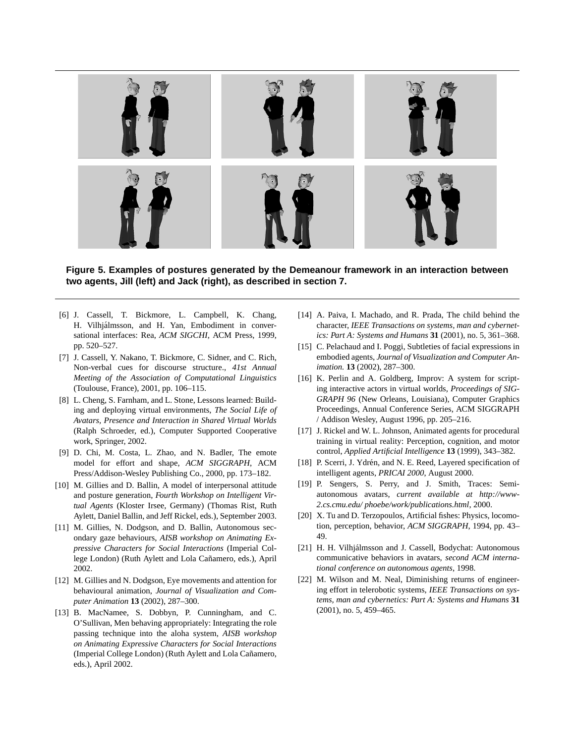**Figure 5. Examples of postures generated by the Demeanour framework in an interaction between two agents, Jill (left) and Jack (right), as described in section 7.**

[6] J. Cassell, T. Bickmore, L. Campbell, K. Chang, H. Vilhjálmsson, and H. Yan, Embodiment in conversational interfaces: Rea, *ACM SIGCHI*, ACM Press, 1999, pp. 520–527.

[7] J. Cassell, Y. Nakano, T. Bickmore, C. Sidner, and C. Rich, Non-verbal cues for discourse structure., *41st Annual Meeting of the Association of Computational Linguistics* (Toulouse, France), 2001, pp. 106–115.

[8] L. Cheng, S. Farnham, and L. Stone, Lessons learned: Building and deploying virtual environments, *The Social Life of Avatars, Presence and Interaction in Shared Virtual Worlds* (Ralph Schroeder, ed.), Computer Supported Cooperative work, Springer, 2002.

[9] D. Chi, M. Costa, L. Zhao, and N. Badler, The emote model for effort and shape, *ACM SIGGRAPH*, ACM Press/Addison-Wesley Publishing Co., 2000, pp. 173–182.

[10] M. Gillies and D. Ballin, A model of interpersonal attitude and posture generation, *Fourth Workshop on Intelligent Virtual Agents* (Kloster Irsee, Germany) (Thomas Rist, Ruth Aylett, Daniel Ballin, and Jeff Rickel, eds.), September 2003.

[11] M. Gillies, N. Dodgson, and D. Ballin, Autonomous secondary gaze behaviours, *AISB workshop on Animating Expressive Characters for Social Interactions* (Imperial College London) (Ruth Aylett and Lola Cañamero, eds.), April 2002.

[12] M. Gillies and N. Dodgson, Eye movements and attention for behavioural animation, *Journal of Visualization and Computer Animation* **13** (2002), 287–300.

[13] B. MacNamee, S. Dobbyn, P. Cunningham, and C. O'Sullivan, Men behaving appropriately: Integrating the role passing technique into the aloha system, *AISB workshop on Animating Expressive Characters for Social Interactions* (Imperial College London) (Ruth Aylett and Lola Cañamero, eds.), April 2002.

[14] A. Paiva, I. Machado, and R. Prada, The child behind the character, *IEEE Transactions on systems, man and cybernetics: Part A: Systems and Humans* **31** (2001), no. 5, 361–368.

[15] C. Pelachaud and I. Poggi, Subtleties of facial expressions in embodied agents, *Journal of Visualization and Computer Animation.* **13** (2002), 287–300.

[16] K. Perlin and A. Goldberg, Improv: A system for scripting interactive actors in virtual worlds, *Proceedings of SIGGRAPH 96* (New Orleans, Louisiana), Computer Graphics Proceedings, Annual Conference Series, ACM SIGGRAPH / Addison Wesley, August 1996, pp. 205–216.

[17] J. Rickel and W. L. Johnson, Animated agents for procedural training in virtual reality: Perception, cognition, and motor control, *Applied Artificial Intelligence* **13** (1999), 343–382.

[18] P. Scerri, J. Ydrén, and N. E. Reed, Layered specification of intelligent agents, *PRICAI 2000*, August 2000.

[19] P. Sengers, S. Perry, and J. Smith, Traces: Semi-autonomous avatars, *current available at http://www-2.cs.cmu.edu/ phoebe/work/publications.html*, 2000.

[20] X. Tu and D. Terzopoulos, Artificial fishes: Physics, locomotion, perception, behavior, *ACM SIGGRAPH*, 1994, pp. 43–49.

[21] H. H. Vilhjálmsson and J. Cassell, Bodychat: Autonomous communicative behaviors in avatars, *second ACM international conference on autonomous agents*, 1998.

[22] M. Wilson and M. Neal, Diminishing returns of engineering effort in telerobotic systems, *IEEE Transactions on systems, man and cybernetics: Part A: Systems and Humans* **31** (2001), no. 5, 459–465.